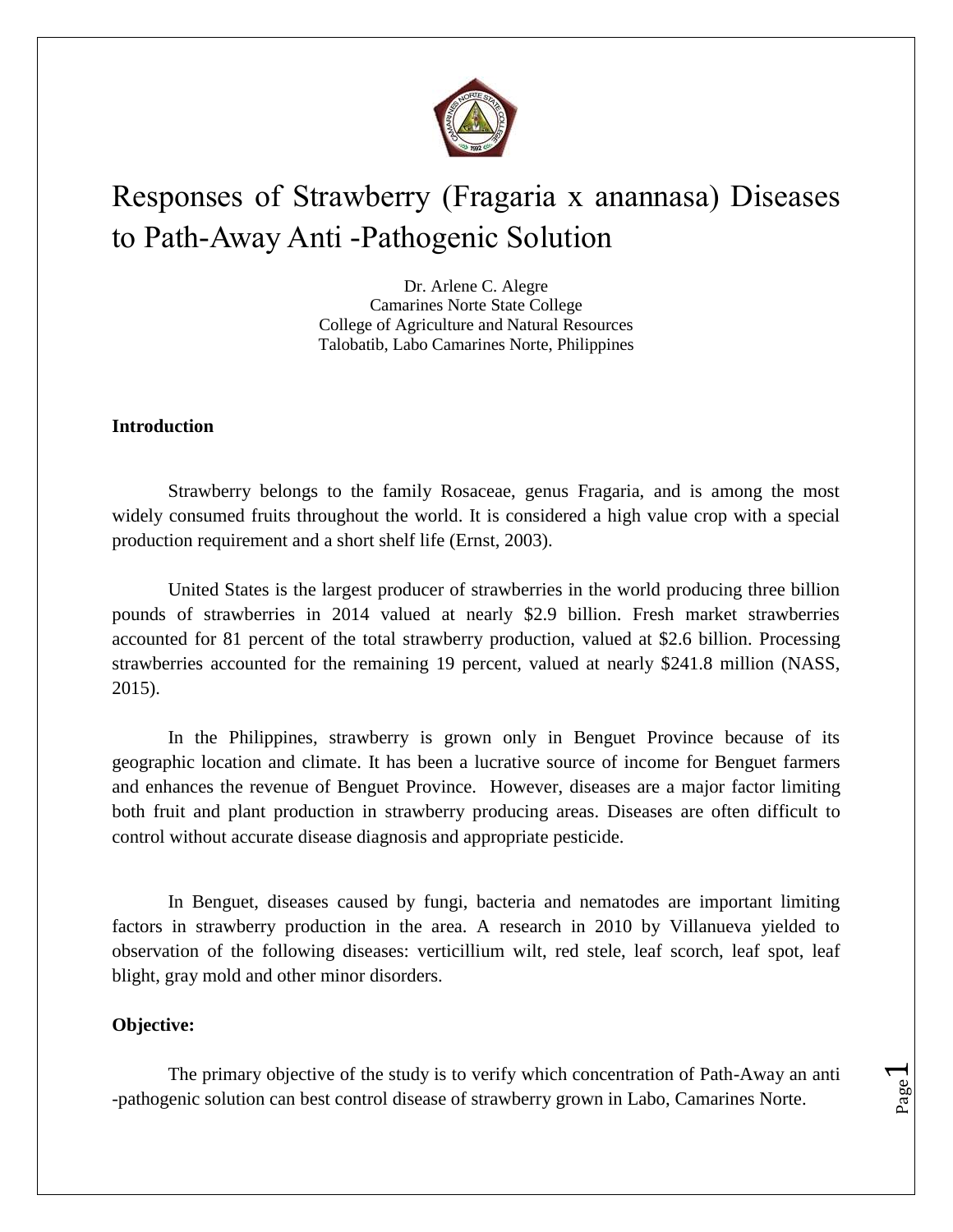# Responses of Strawberry (Fragaria x anannasa) Diseases to Path-Away Anti -Pathogenic Solution

Dr. Arlene C. Alegre
Camarines Norte State College
College of Agriculture and Natural Resources
Talobatib, Labo Camarines Norte, Philippines

**Introduction**

Strawberry belongs to the family Rosaceae, genus Fragaria, and is among the most widely consumed fruits throughout the world. It is considered a high value crop with a special production requirement and a short shelf life (Ernst, 2003).

United States is the largest producer of strawberries in the world producing three billion pounds of strawberries in 2014 valued at nearly $2.9 billion. Fresh market strawberries accounted for 81 percent of the total strawberry production, valued at $2.6 billion. Processing strawberries accounted for the remaining 19 percent, valued at nearly $241.8 million (NASS, 2015).

In the Philippines, strawberry is grown only in Benguet Province because of its geographic location and climate. It has been a lucrative source of income for Benguet farmers and enhances the revenue of Benguet Province. However, diseases are a major factor limiting both fruit and plant production in strawberry producing areas. Diseases are often difficult to control without accurate disease diagnosis and appropriate pesticide.

In Benguet, diseases caused by fungi, bacteria and nematodes are important limiting factors in strawberry production in the area. A research in 2010 by Villanueva yielded to observation of the following diseases: verticillium wilt, red stele, leaf scorch, leaf spot, leaf blight, gray mold and other minor disorders.

**Objective:**

The primary objective of the study is to verify which concentration of Path-Away an anti -pathogenic solution can best control disease of strawberry grown in Labo, Camarines Norte.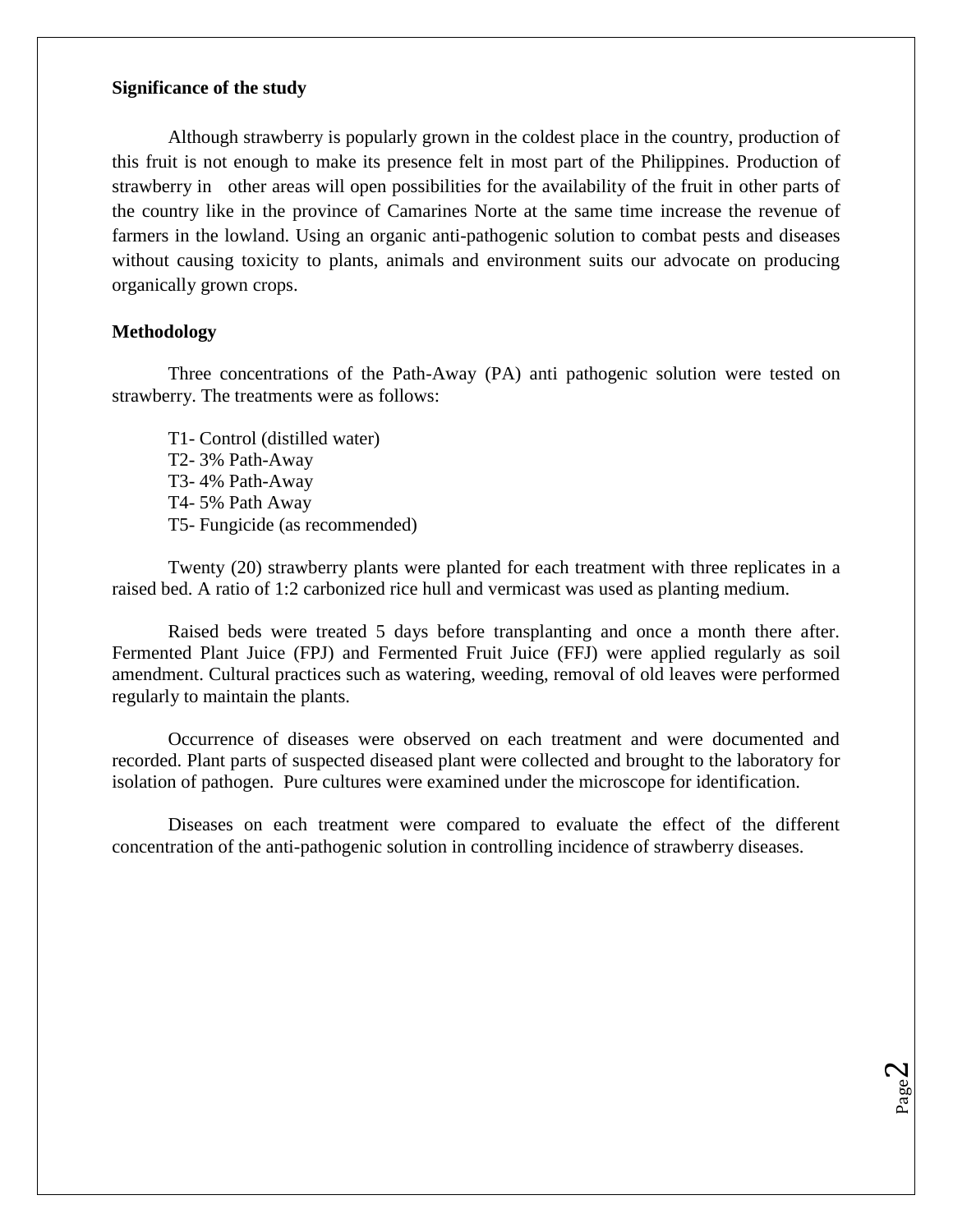**Significance of the study**

Although strawberry is popularly grown in the coldest place in the country, production of this fruit is not enough to make its presence felt in most part of the Philippines. Production of strawberry in other areas will open possibilities for the availability of the fruit in other parts of the country like in the province of Camarines Norte at the same time increase the revenue of farmers in the lowland. Using an organic anti-pathogenic solution to combat pests and diseases without causing toxicity to plants, animals and environment suits our advocate on producing organically grown crops.

**Methodology**

Three concentrations of the Path-Away (PA) anti pathogenic solution were tested on strawberry. The treatments were as follows:

T1- Control (distilled water)
T2- 3% Path-Away
T3- 4% Path-Away
T4- 5% Path Away
T5- Fungicide (as recommended)

Twenty (20) strawberry plants were planted for each treatment with three replicates in a raised bed. A ratio of 1:2 carbonized rice hull and vermicast was used as planting medium.

Raised beds were treated 5 days before transplanting and once a month there after. Fermented Plant Juice (FPJ) and Fermented Fruit Juice (FFJ) were applied regularly as soil amendment. Cultural practices such as watering, weeding, removal of old leaves were performed regularly to maintain the plants.

Occurrence of diseases were observed on each treatment and were documented and recorded. Plant parts of suspected diseased plant were collected and brought to the laboratory for isolation of pathogen. Pure cultures were examined under the microscope for identification.

Diseases on each treatment were compared to evaluate the effect of the different concentration of the anti-pathogenic solution in controlling incidence of strawberry diseases.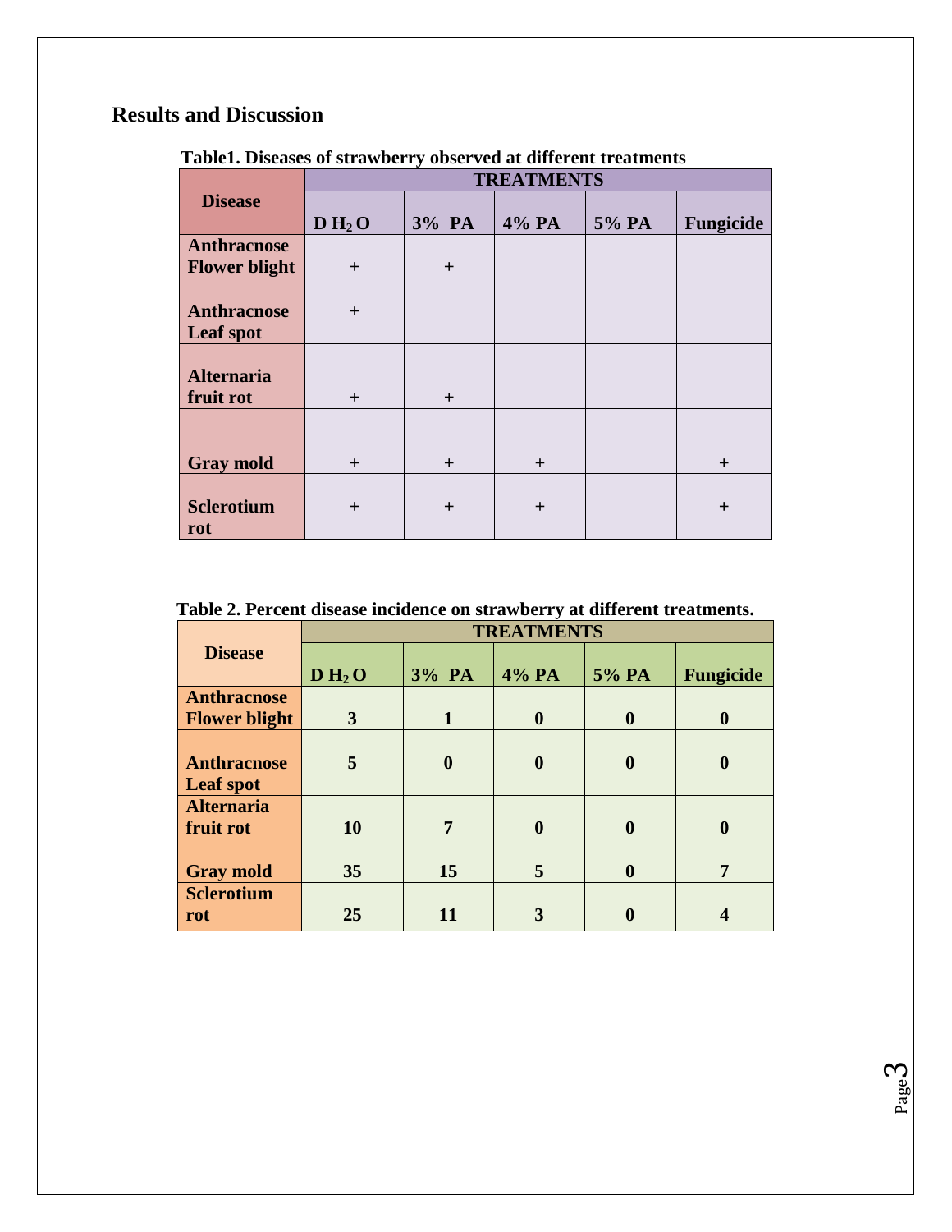## Results and Discussion

**Table1. Diseases of strawberry observed at different treatments**

| Disease | TREATMENTS | | | | |
|---|---|---|---|---|---|
| | $D\,H_2O$ | 3% PA | 4% PA | 5% PA | Fungicide |
| **Anthracnose Flower blight** | + | + | | | |
| **Anthracnose Leaf spot** | + | | | | |
| **Alternaria fruit rot** | + | + | | | |
| **Gray mold** | + | + | + | | + |
| **Sclerotium rot** | + | + | + | | + |

**Table 2. Percent disease incidence on strawberry at different treatments.**

| Disease | TREATMENTS | | | | |
|---|---|---|---|---|---|
| | $D\,H_2O$ | 3% PA | 4% PA | 5% PA | Fungicide |
| **Anthracnose Flower blight** | **3** | **1** | **0** | **0** | **0** |
| **Anthracnose Leaf spot** | **5** | **0** | **0** | **0** | **0** |
| **Alternaria fruit rot** | **10** | **7** | **0** | **0** | **0** |
| **Gray mold** | **35** | **15** | **5** | **0** | **7** |
| **Sclerotium rot** | **25** | **11** | **3** | **0** | **4** |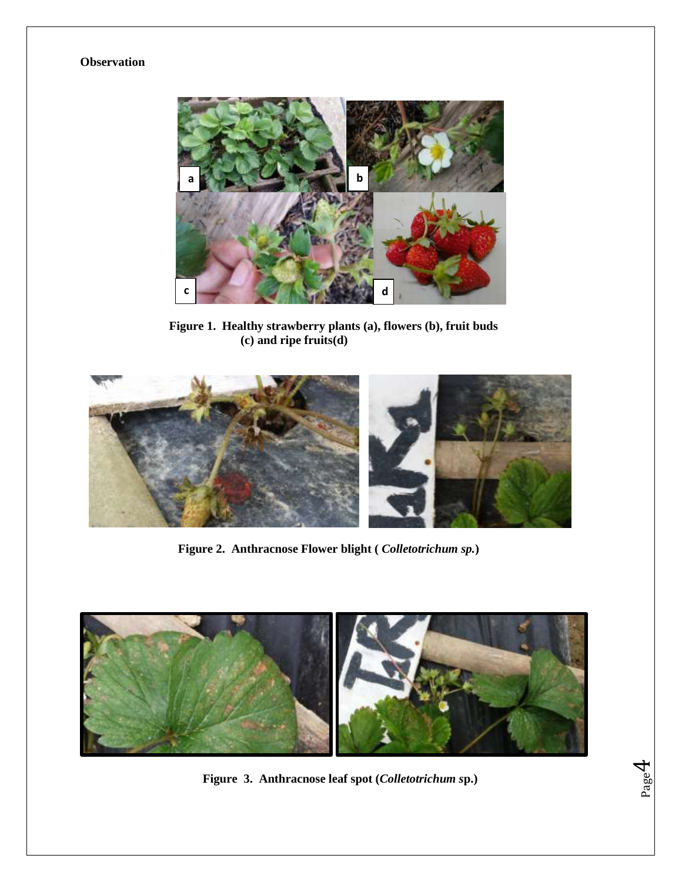**Observation**

**Figure 1. Healthy strawberry plants (a), flowers (b), fruit buds (c) and ripe fruits(d)**

**Figure 2. Anthracnose Flower blight (*Colletotrichum sp.*)**

**Figure 3. Anthracnose leaf spot (*Colletotrichum* sp.)**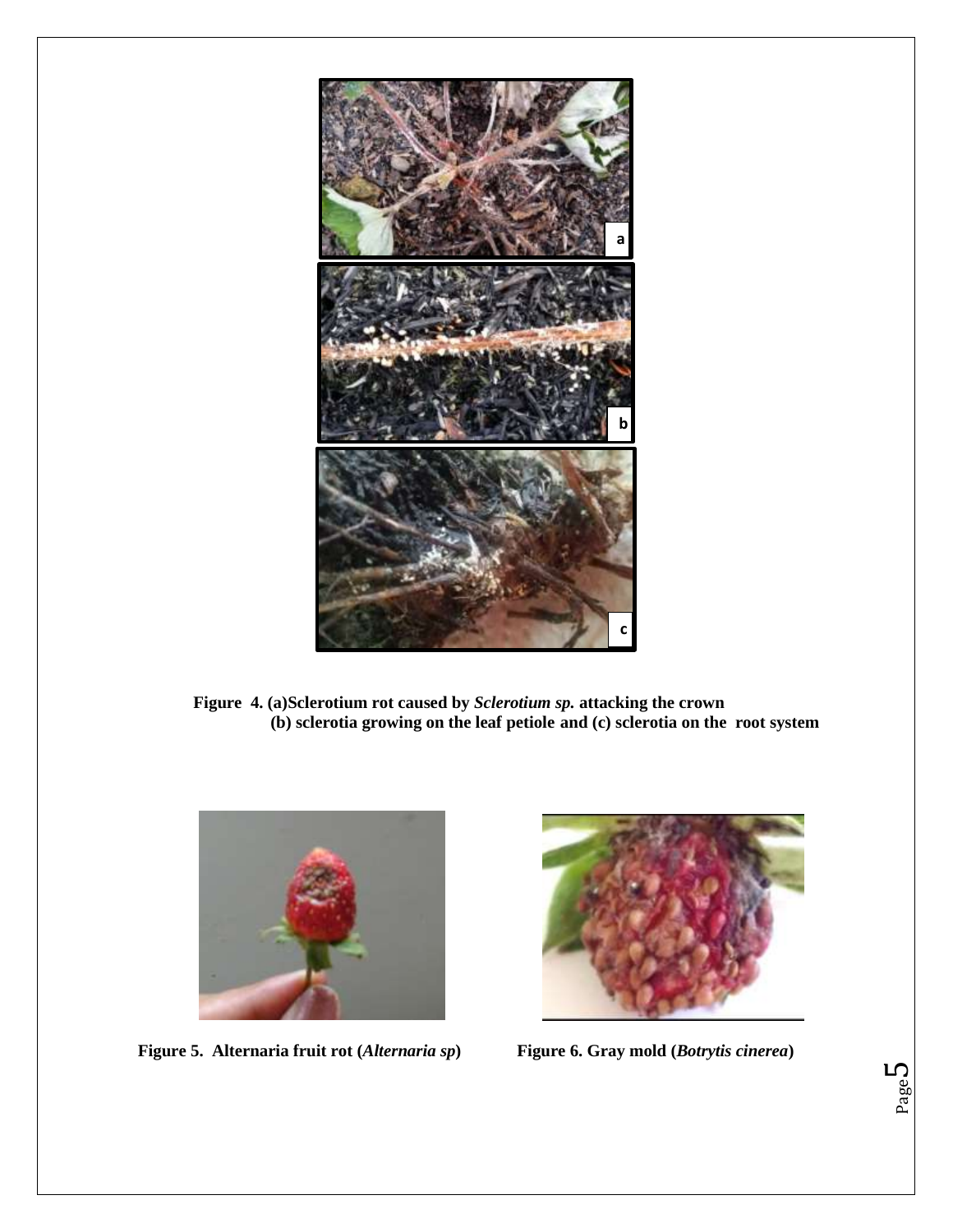**Figure 4. (a)Sclerotium rot caused by *Sclerotium sp.* attacking the crown (b) sclerotia growing on the leaf petiole and (c) sclerotia on the root system**

**Figure 5. Alternaria fruit rot (*Alternaria sp*)**

**Figure 6. Gray mold (*Botrytis cinerea*)**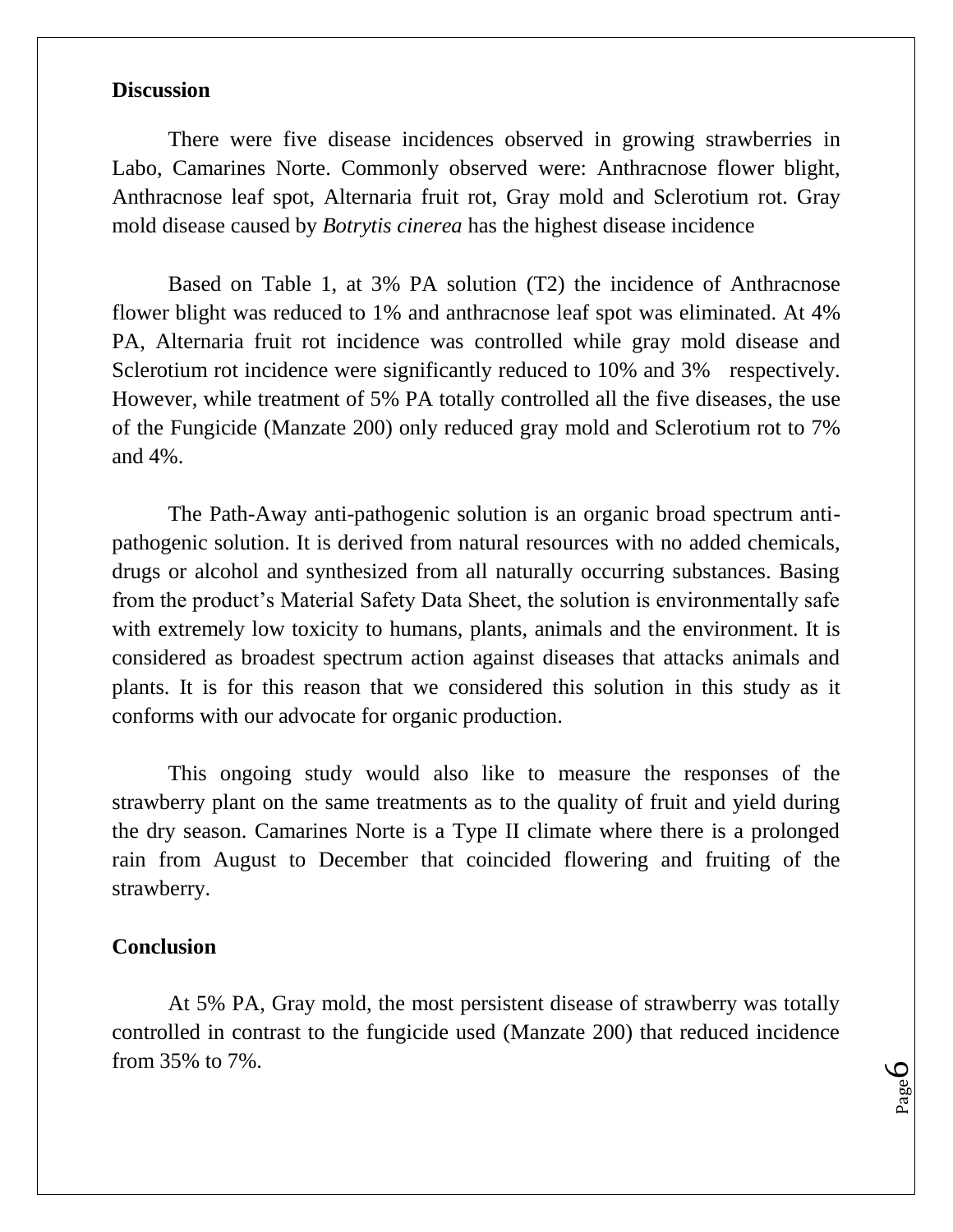## Discussion

There were five disease incidences observed in growing strawberries in Labo, Camarines Norte. Commonly observed were: Anthracnose flower blight, Anthracnose leaf spot, Alternaria fruit rot, Gray mold and Sclerotium rot. Gray mold disease caused by *Botrytis cinerea* has the highest disease incidence

Based on Table 1, at 3% PA solution (T2) the incidence of Anthracnose flower blight was reduced to 1% and anthracnose leaf spot was eliminated. At 4% PA, Alternaria fruit rot incidence was controlled while gray mold disease and Sclerotium rot incidence were significantly reduced to 10% and 3% respectively. However, while treatment of 5% PA totally controlled all the five diseases, the use of the Fungicide (Manzate 200) only reduced gray mold and Sclerotium rot to 7% and 4%.

The Path-Away anti-pathogenic solution is an organic broad spectrum anti-pathogenic solution. It is derived from natural resources with no added chemicals, drugs or alcohol and synthesized from all naturally occurring substances. Basing from the product's Material Safety Data Sheet, the solution is environmentally safe with extremely low toxicity to humans, plants, animals and the environment. It is considered as broadest spectrum action against diseases that attacks animals and plants. It is for this reason that we considered this solution in this study as it conforms with our advocate for organic production.

This ongoing study would also like to measure the responses of the strawberry plant on the same treatments as to the quality of fruit and yield during the dry season. Camarines Norte is a Type II climate where there is a prolonged rain from August to December that coincided flowering and fruiting of the strawberry.

## Conclusion

At 5% PA, Gray mold, the most persistent disease of strawberry was totally controlled in contrast to the fungicide used (Manzate 200) that reduced incidence from 35% to 7%.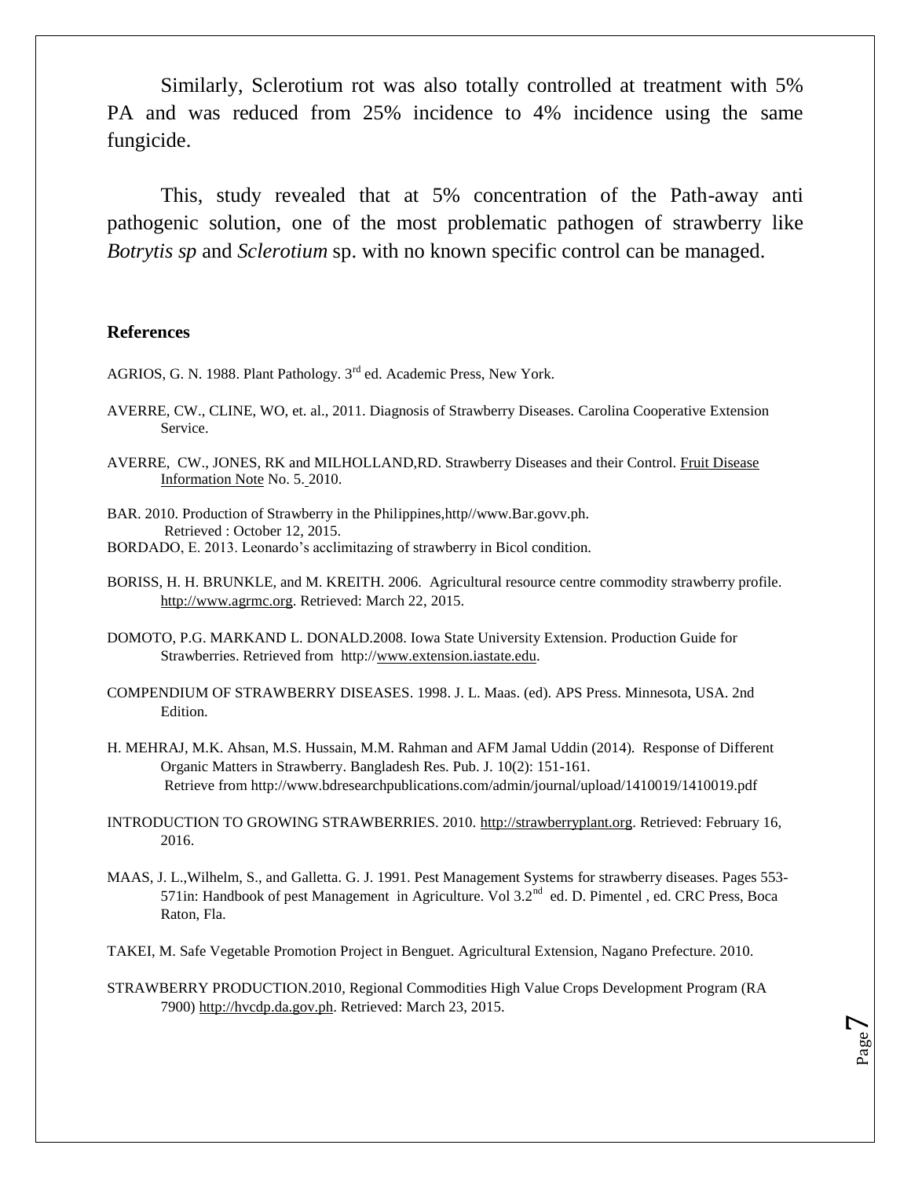Similarly, Sclerotium rot was also totally controlled at treatment with 5% PA and was reduced from 25% incidence to 4% incidence using the same fungicide.

This, study revealed that at 5% concentration of the Path-away anti pathogenic solution, one of the most problematic pathogen of strawberry like *Botrytis sp* and *Sclerotium* sp. with no known specific control can be managed.

**References**

AGRIOS, G. N. 1988. Plant Pathology. 3rd ed. Academic Press, New York.

AVERRE, CW., CLINE, WO, et. al., 2011. Diagnosis of Strawberry Diseases. Carolina Cooperative Extension Service.

AVERRE, CW., JONES, RK and MILHOLLAND,RD. Strawberry Diseases and their Control. Fruit Disease Information Note No. 5. 2010.

BAR. 2010. Production of Strawberry in the Philippines,http//www.Bar.govv.ph. Retrieved : October 12, 2015.

BORDADO, E. 2013. Leonardo's acclimitazing of strawberry in Bicol condition.

BORISS, H. H. BRUNKLE, and M. KREITH. 2006. Agricultural resource centre commodity strawberry profile. http://www.agrmc.org. Retrieved: March 22, 2015.

DOMOTO, P.G. MARKAND L. DONALD.2008. Iowa State University Extension. Production Guide for Strawberries. Retrieved from http://www.extension.iastate.edu.

COMPENDIUM OF STRAWBERRY DISEASES. 1998. J. L. Maas. (ed). APS Press. Minnesota, USA. 2nd Edition.

H. MEHRAJ, M.K. Ahsan, M.S. Hussain, M.M. Rahman and AFM Jamal Uddin (2014). Response of Different Organic Matters in Strawberry. Bangladesh Res. Pub. J. 10(2): 151-161. Retrieve from http://www.bdresearchpublications.com/admin/journal/upload/1410019/1410019.pdf

INTRODUCTION TO GROWING STRAWBERRIES. 2010. http://strawberryplant.org. Retrieved: February 16, 2016.

MAAS, J. L.,Wilhelm, S., and Galletta. G. J. 1991. Pest Management Systems for strawberry diseases. Pages 553-571in: Handbook of pest Management in Agriculture. Vol 3.2nd ed. D. Pimentel , ed. CRC Press, Boca Raton, Fla.

TAKEI, M. Safe Vegetable Promotion Project in Benguet. Agricultural Extension, Nagano Prefecture. 2010.

STRAWBERRY PRODUCTION.2010, Regional Commodities High Value Crops Development Program (RA 7900) http://hvcdp.da.gov.ph. Retrieved: March 23, 2015.